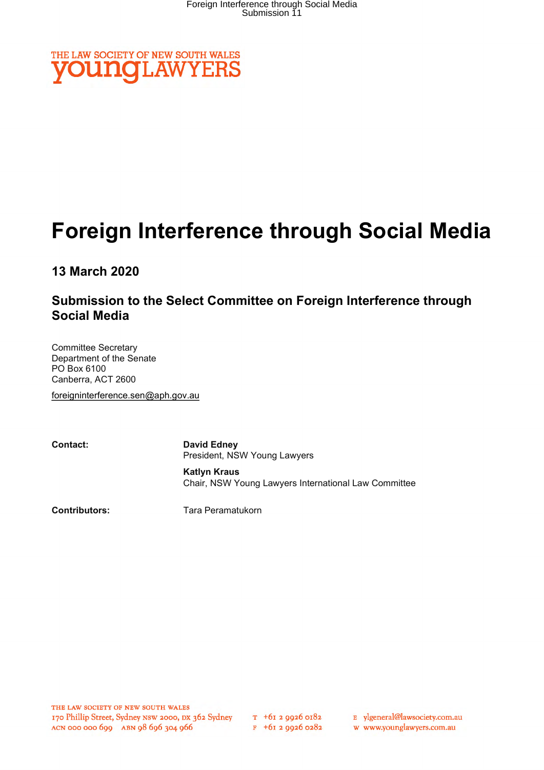THE LAW SOCIETY OF NEW SOUTH WALES
**young LAWYERS**

# Foreign Interference through Social Media

### 13 March 2020

### Submission to the Select Committee on Foreign Interference through Social Media

Committee Secretary
Department of the Senate
PO Box 6100
Canberra, ACT 2600

foreigninterference.sen@aph.gov.au

| | |
|---|---|
| **Contact:** | **David Edney**<br>President, NSW Young Lawyers |
| | **Katlyn Kraus**<br>Chair, NSW Young Lawyers International Law Committee |
| **Contributors:** | Tara Peramatukorn |

THE LAW SOCIETY OF NEW SOUTH WALES
170 Phillip Street, Sydney NSW 2000, DX 362 Sydney
ACN 000 000 699 ABN 98 696 304 966

T +61 2 9926 0182
F +61 2 9926 0282

E ylgeneral@lawsociety.com.au
W www.younglawyers.com.au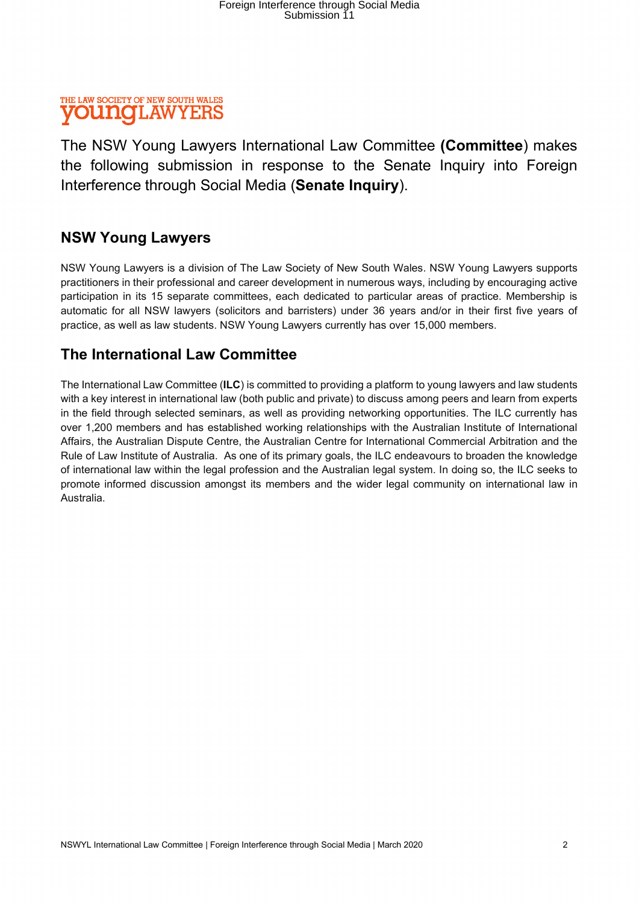The NSW Young Lawyers International Law Committee **(Committee**) makes the following submission in response to the Senate Inquiry into Foreign Interference through Social Media (**Senate Inquiry**).

## NSW Young Lawyers

NSW Young Lawyers is a division of The Law Society of New South Wales. NSW Young Lawyers supports practitioners in their professional and career development in numerous ways, including by encouraging active participation in its 15 separate committees, each dedicated to particular areas of practice. Membership is automatic for all NSW lawyers (solicitors and barristers) under 36 years and/or in their first five years of practice, as well as law students. NSW Young Lawyers currently has over 15,000 members.

## The International Law Committee

The International Law Committee (**ILC**) is committed to providing a platform to young lawyers and law students with a key interest in international law (both public and private) to discuss among peers and learn from experts in the field through selected seminars, as well as providing networking opportunities. The ILC currently has over 1,200 members and has established working relationships with the Australian Institute of International Affairs, the Australian Dispute Centre, the Australian Centre for International Commercial Arbitration and the Rule of Law Institute of Australia. As one of its primary goals, the ILC endeavours to broaden the knowledge of international law within the legal profession and the Australian legal system. In doing so, the ILC seeks to promote informed discussion amongst its members and the wider legal community on international law in Australia.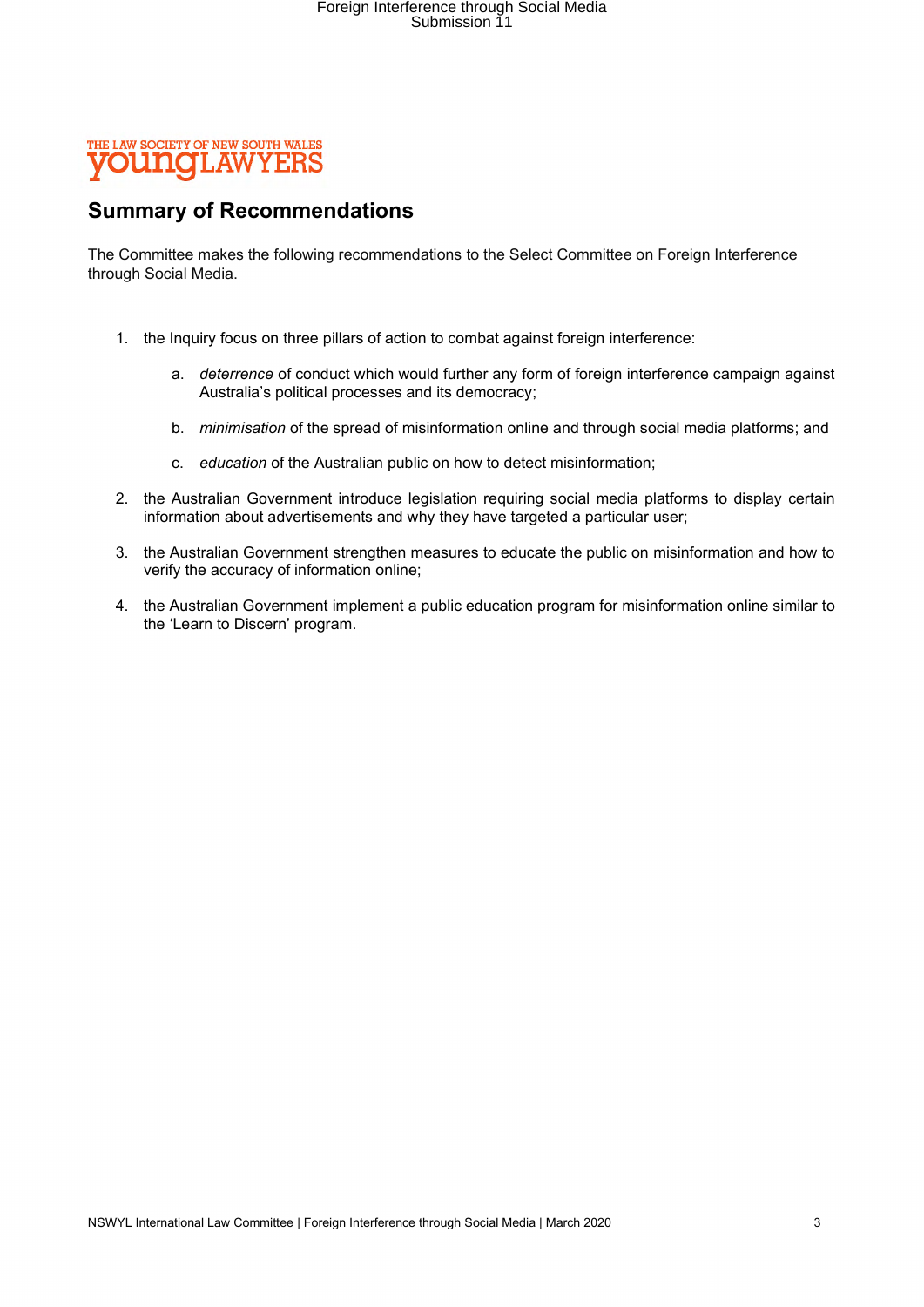## Summary of Recommendations

The Committee makes the following recommendations to the Select Committee on Foreign Interference through Social Media.

1. the Inquiry focus on three pillars of action to combat against foreign interference:

    a. *deterrence* of conduct which would further any form of foreign interference campaign against Australia's political processes and its democracy;

    b. *minimisation* of the spread of misinformation online and through social media platforms; and

    c. *education* of the Australian public on how to detect misinformation;

2. the Australian Government introduce legislation requiring social media platforms to display certain information about advertisements and why they have targeted a particular user;

3. the Australian Government strengthen measures to educate the public on misinformation and how to verify the accuracy of information online;

4. the Australian Government implement a public education program for misinformation online similar to the 'Learn to Discern' program.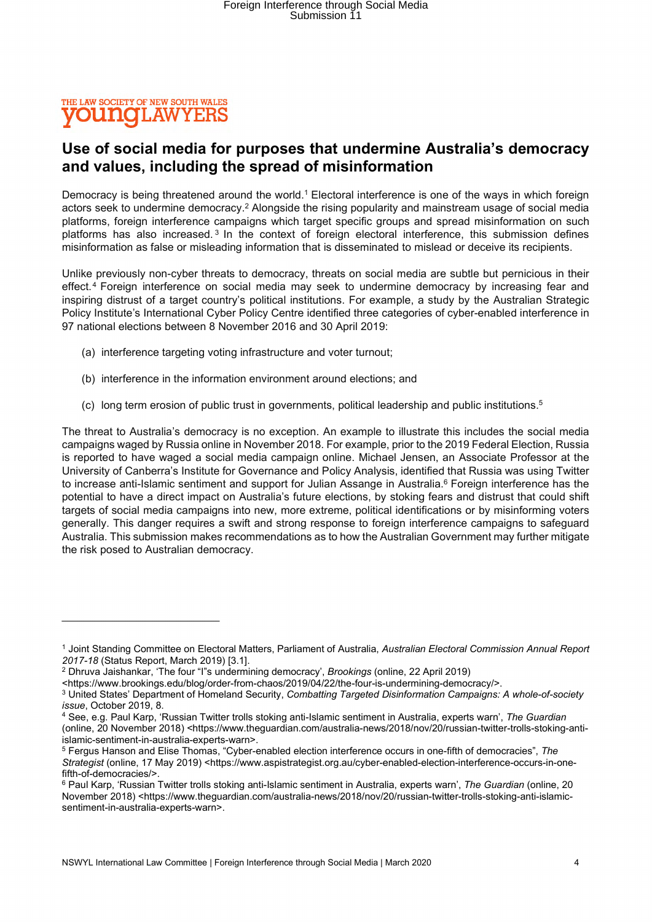# Use of social media for purposes that undermine Australia's democracy and values, including the spread of misinformation

Democracy is being threatened around the world.[1] Electoral interference is one of the ways in which foreign actors seek to undermine democracy.[2] Alongside the rising popularity and mainstream usage of social media platforms, foreign interference campaigns which target specific groups and spread misinformation on such platforms has also increased.[3] In the context of foreign electoral interference, this submission defines misinformation as false or misleading information that is disseminated to mislead or deceive its recipients.

Unlike previously non-cyber threats to democracy, threats on social media are subtle but pernicious in their effect.[4] Foreign interference on social media may seek to undermine democracy by increasing fear and inspiring distrust of a target country's political institutions. For example, a study by the Australian Strategic Policy Institute's International Cyber Policy Centre identified three categories of cyber-enabled interference in 97 national elections between 8 November 2016 and 30 April 2019:

(a) interference targeting voting infrastructure and voter turnout;

(b) interference in the information environment around elections; and

(c) long term erosion of public trust in governments, political leadership and public institutions.[5]

The threat to Australia's democracy is no exception. An example to illustrate this includes the social media campaigns waged by Russia online in November 2018. For example, prior to the 2019 Federal Election, Russia is reported to have waged a social media campaign online. Michael Jensen, an Associate Professor at the University of Canberra's Institute for Governance and Policy Analysis, identified that Russia was using Twitter to increase anti-Islamic sentiment and support for Julian Assange in Australia.[6] Foreign interference has the potential to have a direct impact on Australia's future elections, by stoking fears and distrust that could shift targets of social media campaigns into new, more extreme, political identifications or by misinforming voters generally. This danger requires a swift and strong response to foreign interference campaigns to safeguard Australia. This submission makes recommendations as to how the Australian Government may further mitigate the risk posed to Australian democracy.

---

[1] Joint Standing Committee on Electoral Matters, Parliament of Australia, *Australian Electoral Commission Annual Report 2017-18* (Status Report, March 2019) [3.1].

[2] Dhruva Jaishankar, 'The four "I"s undermining democracy', *Brookings* (online, 22 April 2019) <https://www.brookings.edu/blog/order-from-chaos/2019/04/22/the-four-is-undermining-democracy/>.

[3] United States' Department of Homeland Security, *Combatting Targeted Disinformation Campaigns: A whole-of-society issue*, October 2019, 8.

[4] See, e.g. Paul Karp, 'Russian Twitter trolls stoking anti-Islamic sentiment in Australia, experts warn', *The Guardian* (online, 20 November 2018) <https://www.theguardian.com/australia-news/2018/nov/20/russian-twitter-trolls-stoking-anti-islamic-sentiment-in-australia-experts-warn>.

[5] Fergus Hanson and Elise Thomas, "Cyber-enabled election interference occurs in one-fifth of democracies", *The Strategist* (online, 17 May 2019) <https://www.aspistrategist.org.au/cyber-enabled-election-interference-occurs-in-one-fifth-of-democracies/>.

[6] Paul Karp, 'Russian Twitter trolls stoking anti-Islamic sentiment in Australia, experts warn', *The Guardian* (online, 20 November 2018) <https://www.theguardian.com/australia-news/2018/nov/20/russian-twitter-trolls-stoking-anti-islamic-sentiment-in-australia-experts-warn>.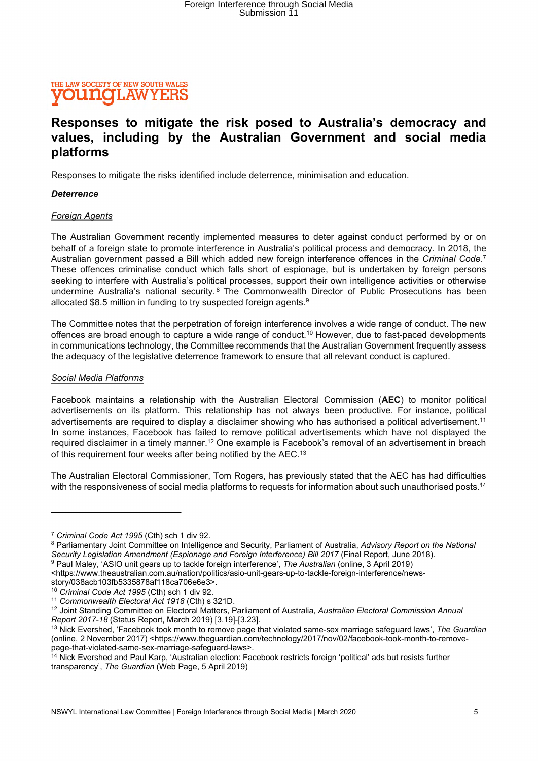THE LAW SOCIETY OF NEW SOUTH WALES
**young**LAWYERS

## Responses to mitigate the risk posed to Australia's democracy and values, including by the Australian Government and social media platforms

Responses to mitigate the risks identified include deterrence, minimisation and education.

***Deterrence***

*Foreign Agents*

The Australian Government recently implemented measures to deter against conduct performed by or on behalf of a foreign state to promote interference in Australia's political process and democracy. In 2018, the Australian government passed a Bill which added new foreign interference offences in the *Criminal Code*.[7] These offences criminalise conduct which falls short of espionage, but is undertaken by foreign persons seeking to interfere with Australia's political processes, support their own intelligence activities or otherwise undermine Australia's national security.[8] The Commonwealth Director of Public Prosecutions has been allocated $8.5 million in funding to try suspected foreign agents.[9]

The Committee notes that the perpetration of foreign interference involves a wide range of conduct. The new offences are broad enough to capture a wide range of conduct.[10] However, due to fast-paced developments in communications technology, the Committee recommends that the Australian Government frequently assess the adequacy of the legislative deterrence framework to ensure that all relevant conduct is captured.

*Social Media Platforms*

Facebook maintains a relationship with the Australian Electoral Commission (**AEC**) to monitor political advertisements on its platform. This relationship has not always been productive. For instance, political advertisements are required to display a disclaimer showing who has authorised a political advertisement.[11] In some instances, Facebook has failed to remove political advertisements which have not displayed the required disclaimer in a timely manner.[12] One example is Facebook's removal of an advertisement in breach of this requirement four weeks after being notified by the AEC.[13]

The Australian Electoral Commissioner, Tom Rogers, has previously stated that the AEC has had difficulties with the responsiveness of social media platforms to requests for information about such unauthorised posts.[14]

---

[7] *Criminal Code Act 1995* (Cth) sch 1 div 92.

[8] Parliamentary Joint Committee on Intelligence and Security, Parliament of Australia, *Advisory Report on the National Security Legislation Amendment (Espionage and Foreign Interference) Bill 2017* (Final Report, June 2018).

[9] Paul Maley, 'ASIO unit gears up to tackle foreign interference', *The Australian* (online, 3 April 2019) <https://www.theaustralian.com.au/nation/politics/asio-unit-gears-up-to-tackle-foreign-interference/news-story/038acb103fb5335878af118ca706e6e3>.

[10] *Criminal Code Act 1995* (Cth) sch 1 div 92.

[11] *Commonwealth Electoral Act 1918* (Cth) s 321D.

[12] Joint Standing Committee on Electoral Matters, Parliament of Australia, *Australian Electoral Commission Annual Report 2017-18* (Status Report, March 2019) [3.19]-[3.23].

[13] Nick Evershed, 'Facebook took month to remove page that violated same-sex marriage safeguard laws', *The Guardian* (online, 2 November 2017) <https://www.theguardian.com/technology/2017/nov/02/facebook-took-month-to-remove-page-that-violated-same-sex-marriage-safeguard-laws>.

[14] Nick Evershed and Paul Karp, 'Australian election: Facebook restricts foreign 'political' ads but resists further transparency', *The Guardian* (Web Page, 5 April 2019)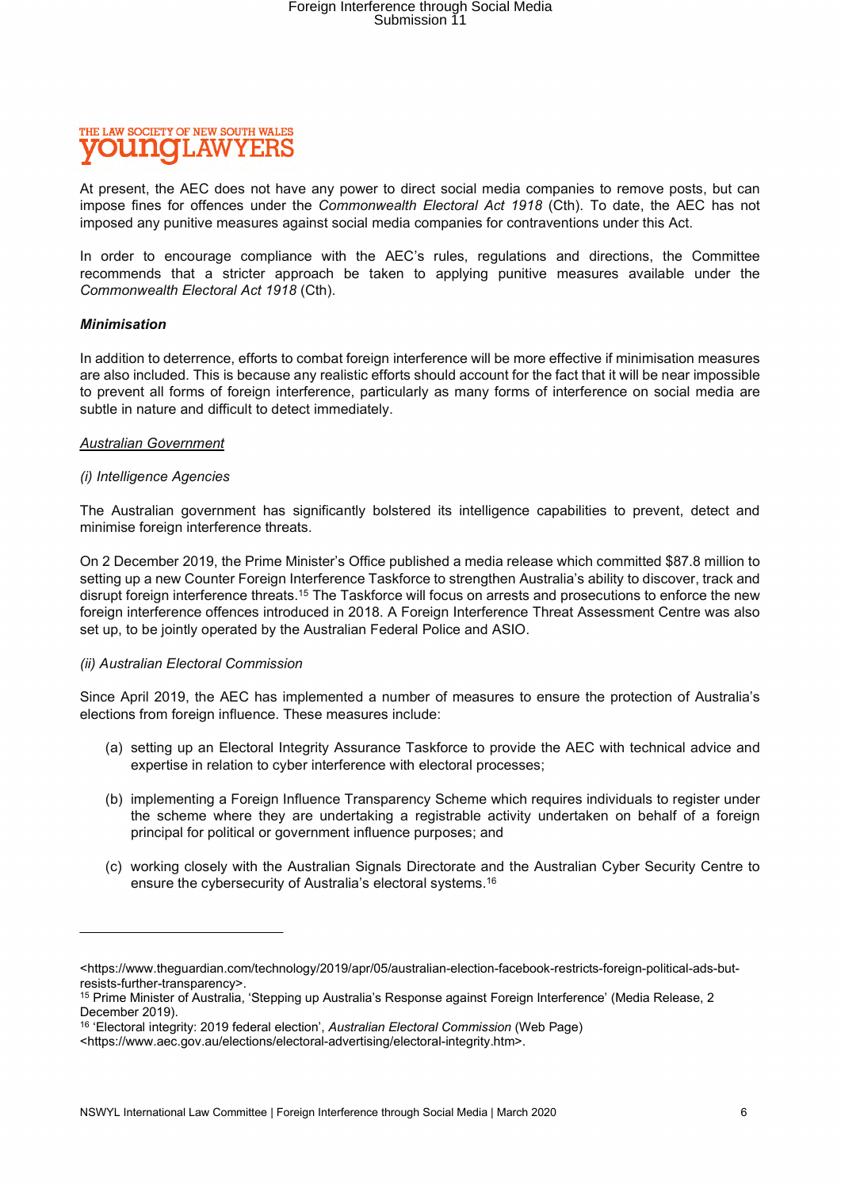At present, the AEC does not have any power to direct social media companies to remove posts, but can impose fines for offences under the *Commonwealth Electoral Act 1918* (Cth). To date, the AEC has not imposed any punitive measures against social media companies for contraventions under this Act.

In order to encourage compliance with the AEC's rules, regulations and directions, the Committee recommends that a stricter approach be taken to applying punitive measures available under the *Commonwealth Electoral Act 1918* (Cth).

***Minimisation***

In addition to deterrence, efforts to combat foreign interference will be more effective if minimisation measures are also included. This is because any realistic efforts should account for the fact that it will be near impossible to prevent all forms of foreign interference, particularly as many forms of interference on social media are subtle in nature and difficult to detect immediately.

<u>Australian Government</u>

*(i) Intelligence Agencies*

The Australian government has significantly bolstered its intelligence capabilities to prevent, detect and minimise foreign interference threats.

On 2 December 2019, the Prime Minister's Office published a media release which committed $87.8 million to setting up a new Counter Foreign Interference Taskforce to strengthen Australia's ability to discover, track and disrupt foreign interference threats.[15] The Taskforce will focus on arrests and prosecutions to enforce the new foreign interference offences introduced in 2018. A Foreign Interference Threat Assessment Centre was also set up, to be jointly operated by the Australian Federal Police and ASIO.

*(ii) Australian Electoral Commission*

Since April 2019, the AEC has implemented a number of measures to ensure the protection of Australia's elections from foreign influence. These measures include:

(a) setting up an Electoral Integrity Assurance Taskforce to provide the AEC with technical advice and expertise in relation to cyber interference with electoral processes;

(b) implementing a Foreign Influence Transparency Scheme which requires individuals to register under the scheme where they are undertaking a registrable activity undertaken on behalf of a foreign principal for political or government influence purposes; and

(c) working closely with the Australian Signals Directorate and the Australian Cyber Security Centre to ensure the cybersecurity of Australia's electoral systems.[16]

---

<https://www.theguardian.com/technology/2019/apr/05/australian-election-facebook-restricts-foreign-political-ads-but-resists-further-transparency>.

[15] Prime Minister of Australia, 'Stepping up Australia's Response against Foreign Interference' (Media Release, 2 December 2019).

[16] 'Electoral integrity: 2019 federal election', *Australian Electoral Commission* (Web Page) <https://www.aec.gov.au/elections/electoral-advertising/electoral-integrity.htm>.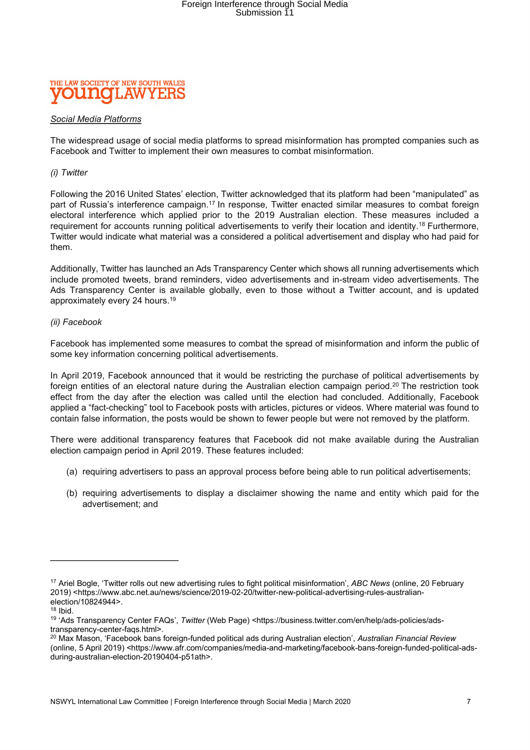*Social Media Platforms*

The widespread usage of social media platforms to spread misinformation has prompted companies such as Facebook and Twitter to implement their own measures to combat misinformation.

*(i) Twitter*

Following the 2016 United States' election, Twitter acknowledged that its platform had been "manipulated" as part of Russia's interference campaign.[17] In response, Twitter enacted similar measures to combat foreign electoral interference which applied prior to the 2019 Australian election. These measures included a requirement for accounts running political advertisements to verify their location and identity.[18] Furthermore, Twitter would indicate what material was a considered a political advertisement and display who had paid for them.

Additionally, Twitter has launched an Ads Transparency Center which shows all running advertisements which include promoted tweets, brand reminders, video advertisements and in-stream video advertisements. The Ads Transparency Center is available globally, even to those without a Twitter account, and is updated approximately every 24 hours.[19]

*(ii) Facebook*

Facebook has implemented some measures to combat the spread of misinformation and inform the public of some key information concerning political advertisements.

In April 2019, Facebook announced that it would be restricting the purchase of political advertisements by foreign entities of an electoral nature during the Australian election campaign period.[20] The restriction took effect from the day after the election was called until the election had concluded. Additionally, Facebook applied a "fact-checking" tool to Facebook posts with articles, pictures or videos. Where material was found to contain false information, the posts would be shown to fewer people but were not removed by the platform.

There were additional transparency features that Facebook did not make available during the Australian election campaign period in April 2019. These features included:

(a) requiring advertisers to pass an approval process before being able to run political advertisements;

(b) requiring advertisements to display a disclaimer showing the name and entity which paid for the advertisement; and

---

[17] Ariel Bogle, 'Twitter rolls out new advertising rules to fight political misinformation', *ABC News* (online, 20 February 2019) <https://www.abc.net.au/news/science/2019-02-20/twitter-new-political-advertising-rules-australian-election/10824944>.

[18] Ibid.

[19] 'Ads Transparency Center FAQs', *Twitter* (Web Page) <https://business.twitter.com/en/help/ads-policies/ads-transparency-center-faqs.html>.

[20] Max Mason, 'Facebook bans foreign-funded political ads during Australian election', *Australian Financial Review* (online, 5 April 2019) <https://www.afr.com/companies/media-and-marketing/facebook-bans-foreign-funded-political-ads-during-australian-election-20190404-p51ath>.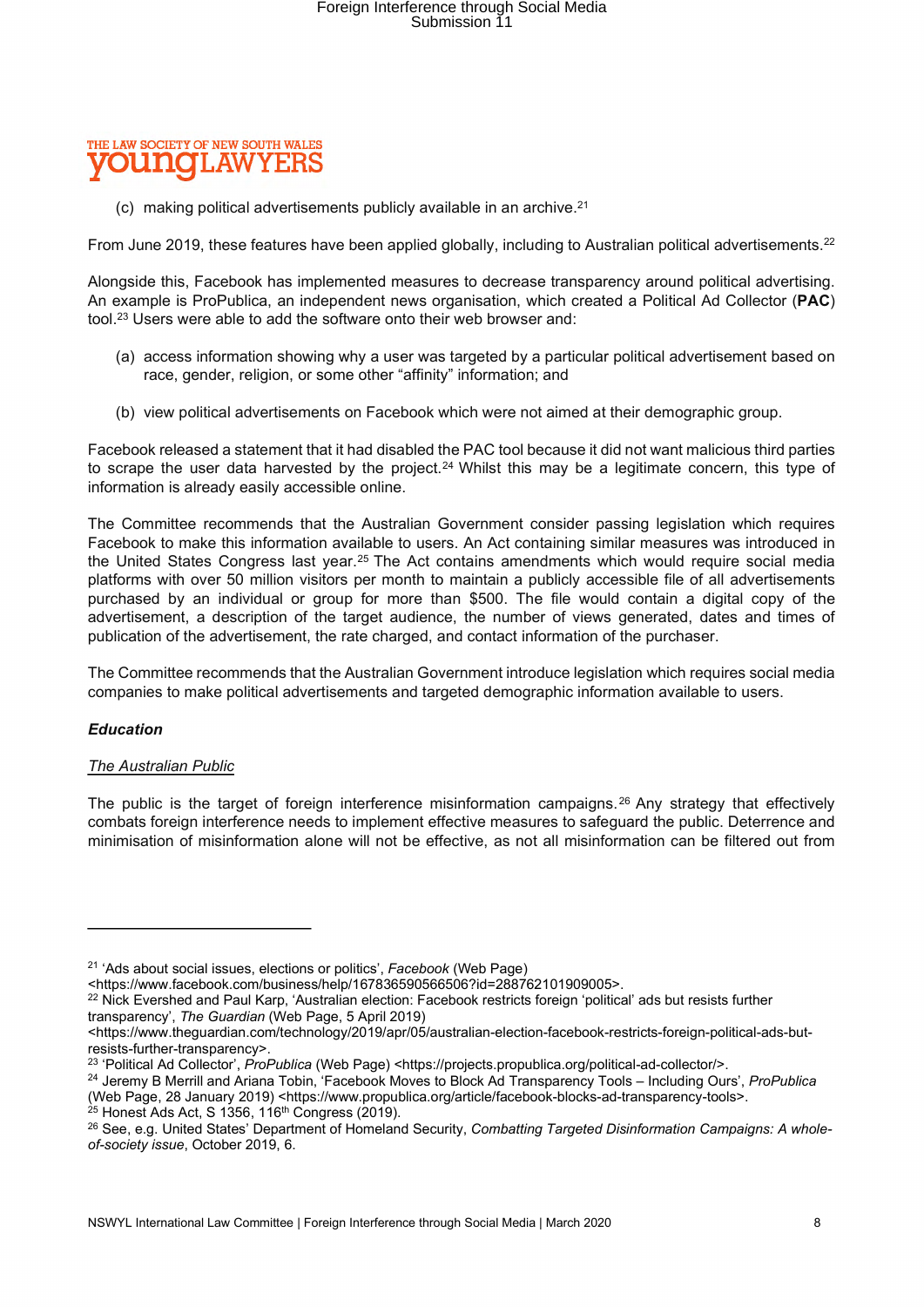(c) making political advertisements publicly available in an archive.[21]

From June 2019, these features have been applied globally, including to Australian political advertisements.[22]

Alongside this, Facebook has implemented measures to decrease transparency around political advertising. An example is ProPublica, an independent news organisation, which created a Political Ad Collector (**PAC**) tool.[23] Users were able to add the software onto their web browser and:

(a) access information showing why a user was targeted by a particular political advertisement based on race, gender, religion, or some other "affinity" information; and

(b) view political advertisements on Facebook which were not aimed at their demographic group.

Facebook released a statement that it had disabled the PAC tool because it did not want malicious third parties to scrape the user data harvested by the project.[24] Whilst this may be a legitimate concern, this type of information is already easily accessible online.

The Committee recommends that the Australian Government consider passing legislation which requires Facebook to make this information available to users. An Act containing similar measures was introduced in the United States Congress last year.[25] The Act contains amendments which would require social media platforms with over 50 million visitors per month to maintain a publicly accessible file of all advertisements purchased by an individual or group for more than $500. The file would contain a digital copy of the advertisement, a description of the target audience, the number of views generated, dates and times of publication of the advertisement, the rate charged, and contact information of the purchaser.

The Committee recommends that the Australian Government introduce legislation which requires social media companies to make political advertisements and targeted demographic information available to users.

### *Education*

#### <u>*The Australian Public*</u>

The public is the target of foreign interference misinformation campaigns.[26] Any strategy that effectively combats foreign interference needs to implement effective measures to safeguard the public. Deterrence and minimisation of misinformation alone will not be effective, as not all misinformation can be filtered out from

---

[21] 'Ads about social issues, elections or politics', *Facebook* (Web Page) <https://www.facebook.com/business/help/167836590566506?id=288762101909005>.

[22] Nick Evershed and Paul Karp, 'Australian election: Facebook restricts foreign 'political' ads but resists further transparency', *The Guardian* (Web Page, 5 April 2019) <https://www.theguardian.com/technology/2019/apr/05/australian-election-facebook-restricts-foreign-political-ads-but-resists-further-transparency>.

[23] 'Political Ad Collector', *ProPublica* (Web Page) <https://projects.propublica.org/political-ad-collector/>.

[24] Jeremy B Merrill and Ariana Tobin, 'Facebook Moves to Block Ad Transparency Tools – Including Ours', *ProPublica* (Web Page, 28 January 2019) <https://www.propublica.org/article/facebook-blocks-ad-transparency-tools>.

[25] Honest Ads Act, S 1356, 116th Congress (2019).

[26] See, e.g. United States' Department of Homeland Security, *Combatting Targeted Disinformation Campaigns: A whole-of-society issue*, October 2019, 6.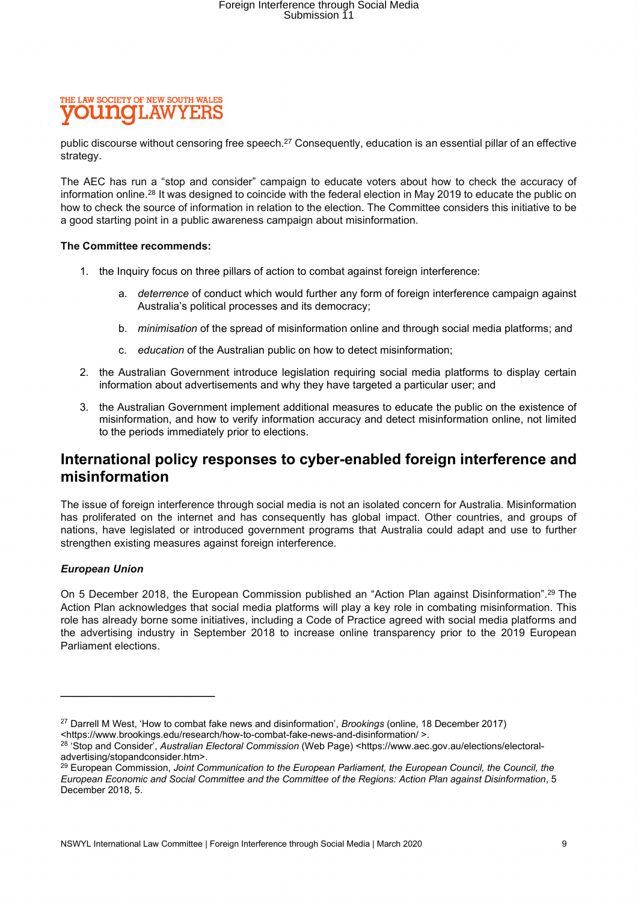public discourse without censoring free speech.[27] Consequently, education is an essential pillar of an effective strategy.

The AEC has run a "stop and consider" campaign to educate voters about how to check the accuracy of information online.[28] It was designed to coincide with the federal election in May 2019 to educate the public on how to check the source of information in relation to the election. The Committee considers this initiative to be a good starting point in a public awareness campaign about misinformation.

**The Committee recommends:**

1. the Inquiry focus on three pillars of action to combat against foreign interference:

   a. *deterrence* of conduct which would further any form of foreign interference campaign against Australia's political processes and its democracy;

   b. *minimisation* of the spread of misinformation online and through social media platforms; and

   c. *education* of the Australian public on how to detect misinformation;

2. the Australian Government introduce legislation requiring social media platforms to display certain information about advertisements and why they have targeted a particular user; and

3. the Australian Government implement additional measures to educate the public on the existence of misinformation, and how to verify information accuracy and detect misinformation online, not limited to the periods immediately prior to elections.

## International policy responses to cyber-enabled foreign interference and misinformation

The issue of foreign interference through social media is not an isolated concern for Australia. Misinformation has proliferated on the internet and has consequently has global impact. Other countries, and groups of nations, have legislated or introduced government programs that Australia could adapt and use to further strengthen existing measures against foreign interference.

### *European Union*

On 5 December 2018, the European Commission published an "Action Plan against Disinformation".[29] The Action Plan acknowledges that social media platforms will play a key role in combating misinformation. This role has already borne some initiatives, including a Code of Practice agreed with social media platforms and the advertising industry in September 2018 to increase online transparency prior to the 2019 European Parliament elections.

---

[27] Darrell M West, 'How to combat fake news and disinformation', *Brookings* (online, 18 December 2017) <https://www.brookings.edu/research/how-to-combat-fake-news-and-disinformation/ >.

[28] 'Stop and Consider', *Australian Electoral Commission* (Web Page) <https://www.aec.gov.au/elections/electoral-advertising/stopandconsider.htm>.

[29] European Commission, *Joint Communication to the European Parliament, the European Council, the Council, the European Economic and Social Committee and the Committee of the Regions: Action Plan against Disinformation*, 5 December 2018, 5.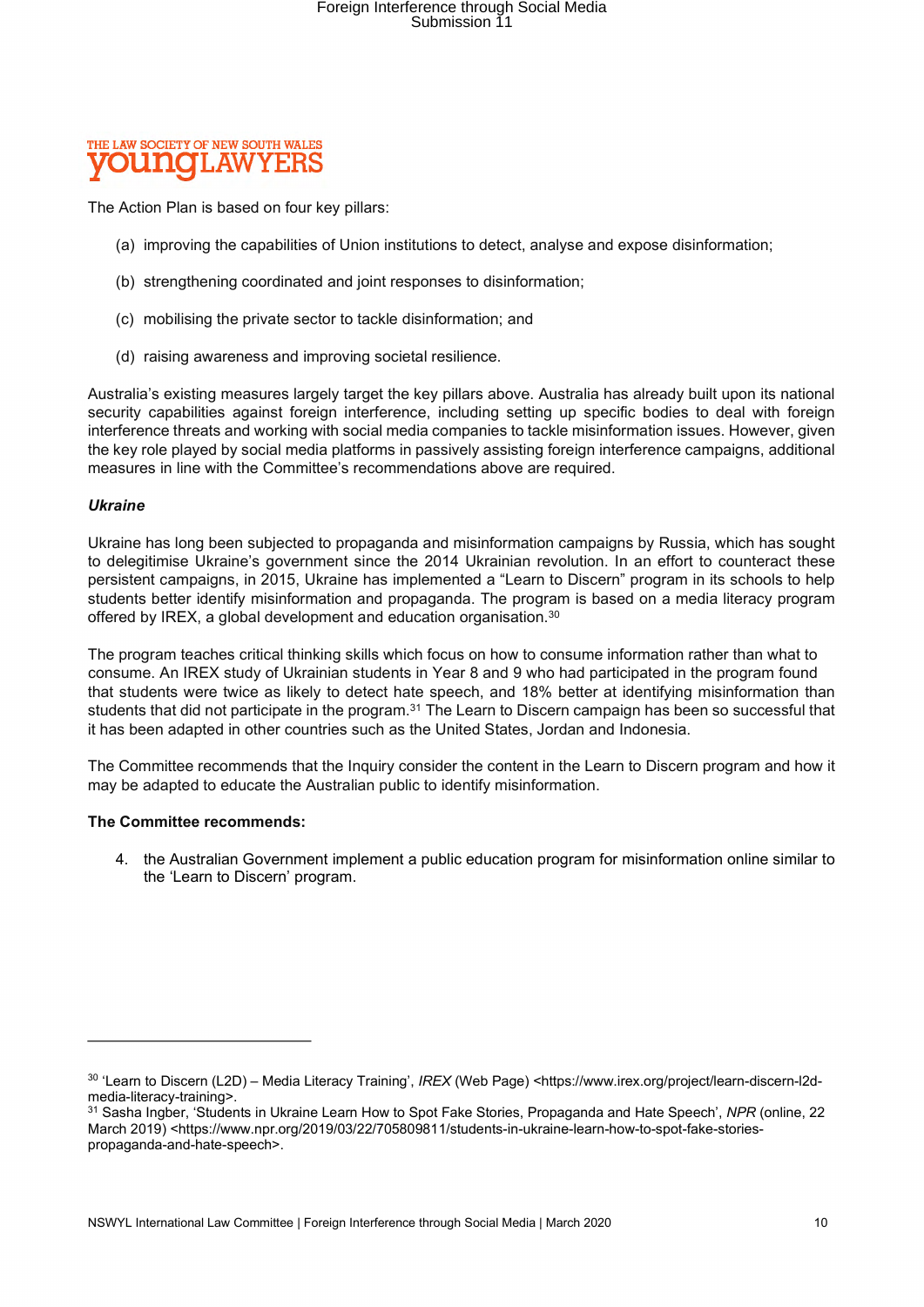The Action Plan is based on four key pillars:

(a) improving the capabilities of Union institutions to detect, analyse and expose disinformation;

(b) strengthening coordinated and joint responses to disinformation;

(c) mobilising the private sector to tackle disinformation; and

(d) raising awareness and improving societal resilience.

Australia's existing measures largely target the key pillars above. Australia has already built upon its national security capabilities against foreign interference, including setting up specific bodies to deal with foreign interference threats and working with social media companies to tackle misinformation issues. However, given the key role played by social media platforms in passively assisting foreign interference campaigns, additional measures in line with the Committee's recommendations above are required.

***Ukraine***

Ukraine has long been subjected to propaganda and misinformation campaigns by Russia, which has sought to delegitimise Ukraine's government since the 2014 Ukrainian revolution. In an effort to counteract these persistent campaigns, in 2015, Ukraine has implemented a "Learn to Discern" program in its schools to help students better identify misinformation and propaganda. The program is based on a media literacy program offered by IREX, a global development and education organisation.[30]

The program teaches critical thinking skills which focus on how to consume information rather than what to consume. An IREX study of Ukrainian students in Year 8 and 9 who had participated in the program found that students were twice as likely to detect hate speech, and 18% better at identifying misinformation than students that did not participate in the program.[31] The Learn to Discern campaign has been so successful that it has been adapted in other countries such as the United States, Jordan and Indonesia.

The Committee recommends that the Inquiry consider the content in the Learn to Discern program and how it may be adapted to educate the Australian public to identify misinformation.

**The Committee recommends:**

4. the Australian Government implement a public education program for misinformation online similar to the 'Learn to Discern' program.

---

[30] 'Learn to Discern (L2D) – Media Literacy Training', *IREX* (Web Page) <https://www.irex.org/project/learn-discern-l2d-media-literacy-training>.

[31] Sasha Ingber, 'Students in Ukraine Learn How to Spot Fake Stories, Propaganda and Hate Speech', *NPR* (online, 22 March 2019) <https://www.npr.org/2019/03/22/705809811/students-in-ukraine-learn-how-to-spot-fake-stories-propaganda-and-hate-speech>.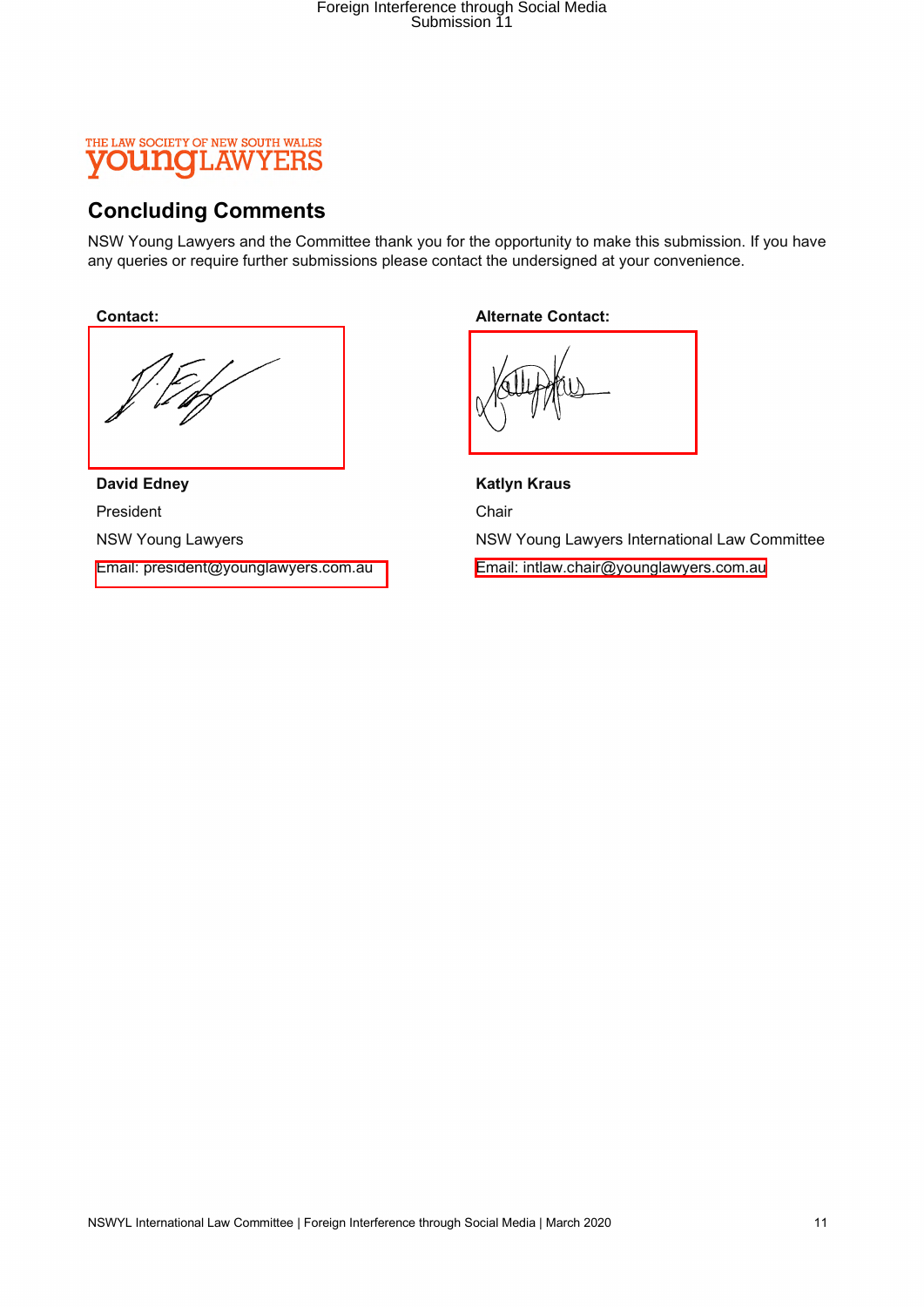THE LAW SOCIETY OF NEW SOUTH WALES **young**LAWYERS

## Concluding Comments

NSW Young Lawyers and the Committee thank you for the opportunity to make this submission. If you have any queries or require further submissions please contact the undersigned at your convenience.

**Contact:**

**David Edney**

President

NSW Young Lawyers

Email: president@younglawyers.com.au

**Alternate Contact:**

**Katlyn Kraus**

Chair

NSW Young Lawyers International Law Committee

Email: intlaw.chair@younglawyers.com.au